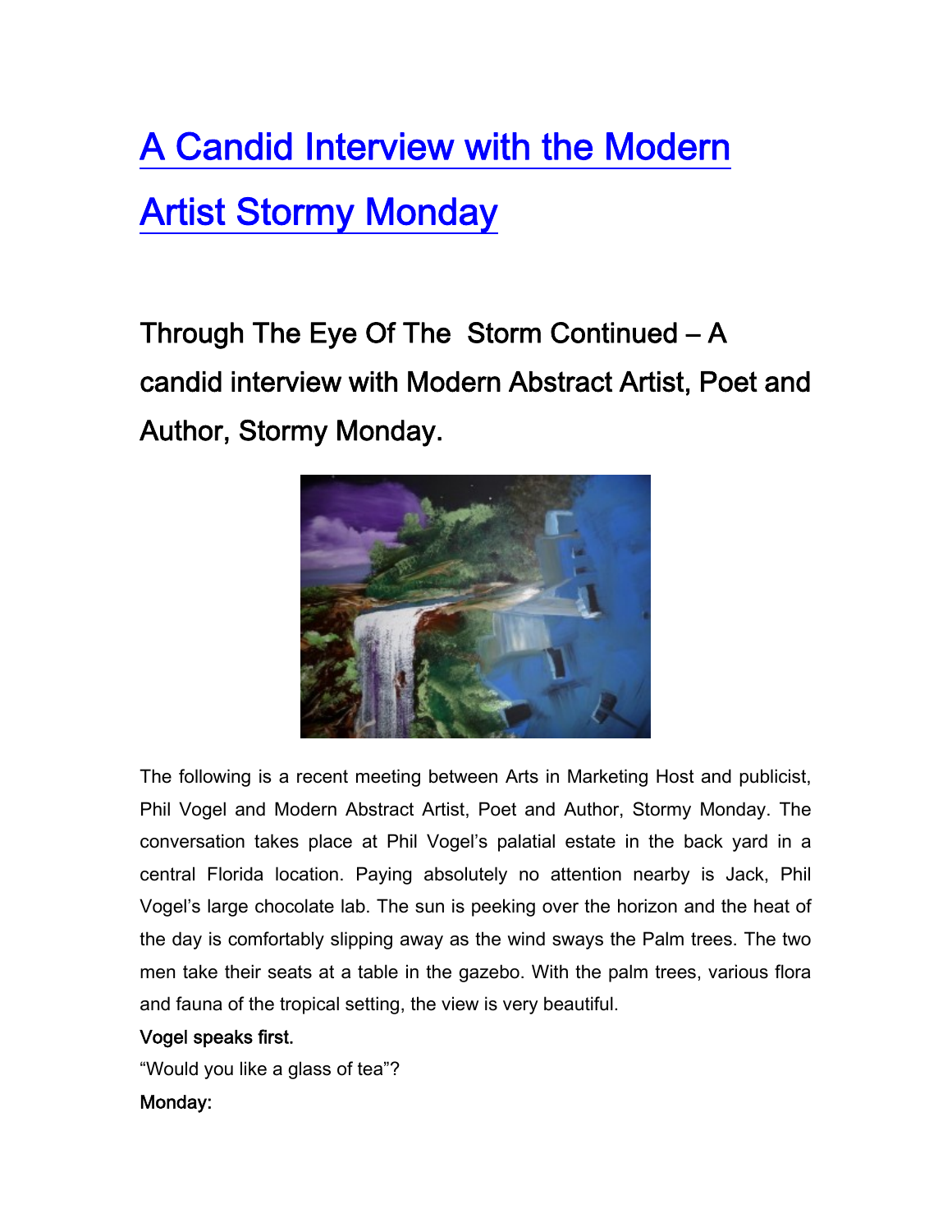# A Candid Interview with the Modern Artist Stormy Monday

## Through The Eye Of The Storm Continued – A candid interview with Modern Abstract Artist, Poet and Author, Stormy Monday.

The following is a recent meeting between Arts in Marketing Host and publicist, Phil Vogel and Modern Abstract Artist, Poet and Author, Stormy Monday. The conversation takes place at Phil Vogel's palatial estate in the back yard in a central Florida location. Paying absolutely no attention nearby is Jack, Phil Vogel's large chocolate lab. The sun is peeking over the horizon and the heat of the day is comfortably slipping away as the wind sways the Palm trees. The two men take their seats at a table in the gazebo. With the palm trees, various flora and fauna of the tropical setting, the view is very beautiful.

**Vogel speaks first.**

"Would you like a glass of tea"?

**Monday:**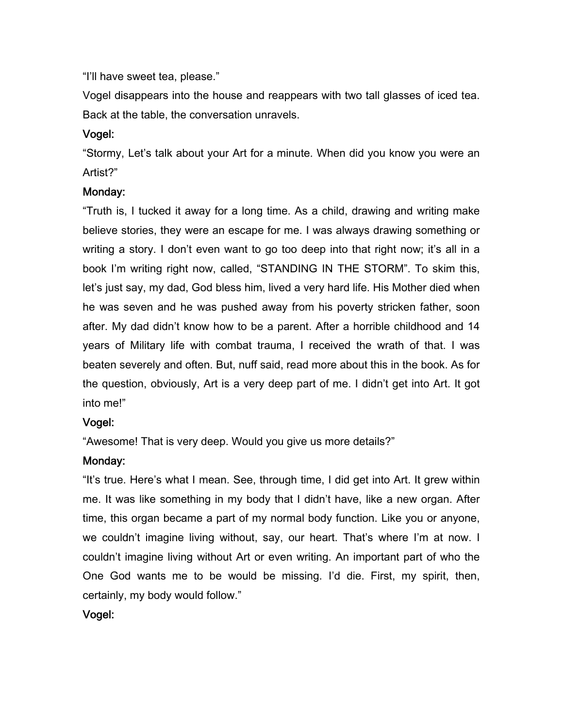"I'll have sweet tea, please."

Vogel disappears into the house and reappears with two tall glasses of iced tea. Back at the table, the conversation unravels.

**Vogel:**

"Stormy, Let's talk about your Art for a minute. When did you know you were an Artist?"

**Monday:**

"Truth is, I tucked it away for a long time. As a child, drawing and writing make believe stories, they were an escape for me. I was always drawing something or writing a story. I don't even want to go too deep into that right now; it's all in a book I'm writing right now, called, "STANDING IN THE STORM". To skim this, let's just say, my dad, God bless him, lived a very hard life. His Mother died when he was seven and he was pushed away from his poverty stricken father, soon after. My dad didn't know how to be a parent. After a horrible childhood and 14 years of Military life with combat trauma, I received the wrath of that. I was beaten severely and often. But, nuff said, read more about this in the book. As for the question, obviously, Art is a very deep part of me. I didn't get into Art. It got into me!"

**Vogel:**

"Awesome! That is very deep. Would you give us more details?"

**Monday:**

"It's true. Here's what I mean. See, through time, I did get into Art. It grew within me. It was like something in my body that I didn't have, like a new organ. After time, this organ became a part of my normal body function. Like you or anyone, we couldn't imagine living without, say, our heart. That's where I'm at now. I couldn't imagine living without Art or even writing. An important part of who the One God wants me to be would be missing. I'd die. First, my spirit, then, certainly, my body would follow."

**Vogel:**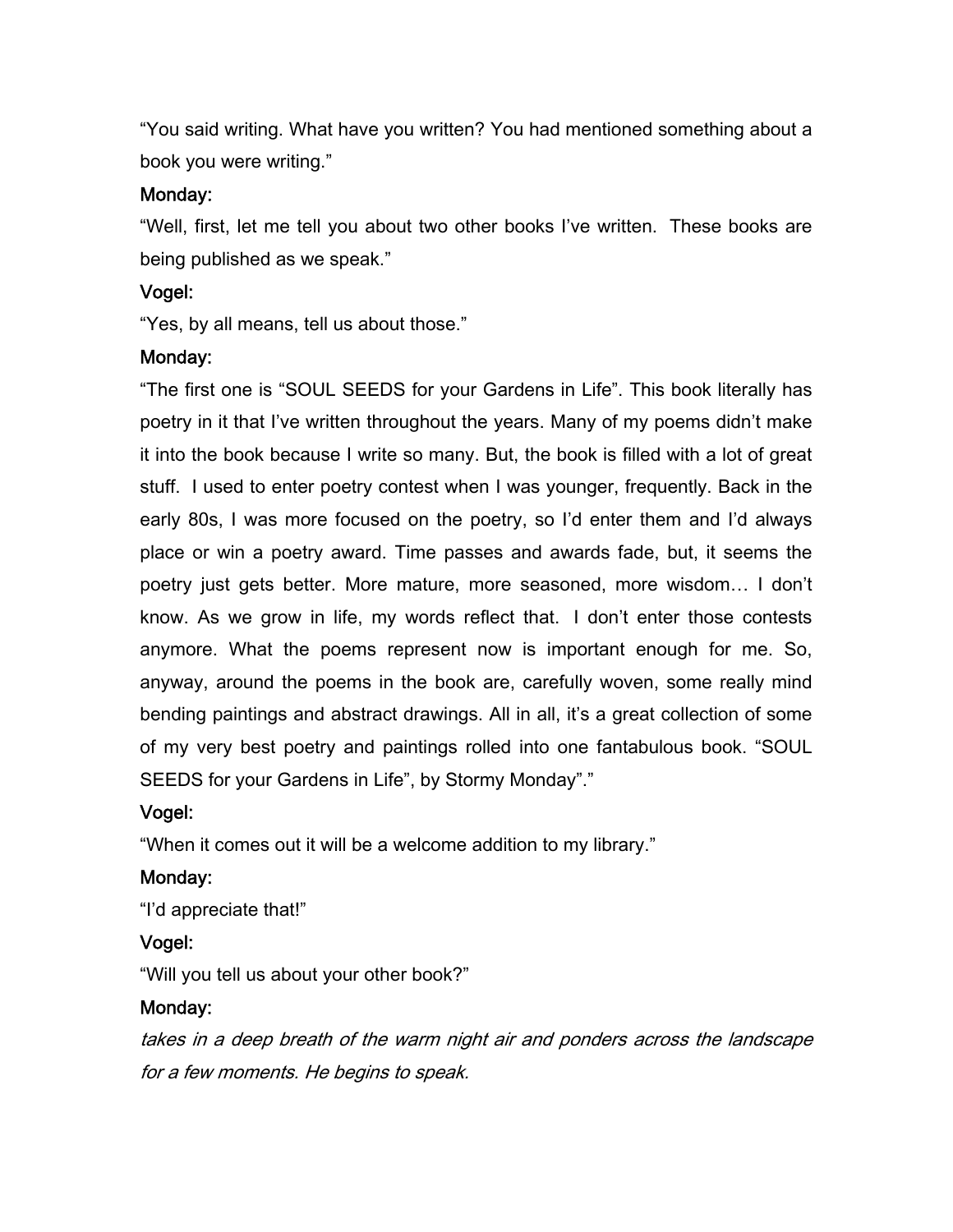"You said writing. What have you written? You had mentioned something about a book you were writing."

Monday:

"Well, first, let me tell you about two other books I've written.  These books are being published as we speak."

Vogel:

"Yes, by all means, tell us about those."

Monday:

"The first one is "SOUL SEEDS for your Gardens in Life". This book literally has poetry in it that I've written throughout the years. Many of my poems didn't make it into the book because I write so many. But, the book is filled with a lot of great stuff.  I used to enter poetry contest when I was younger, frequently. Back in the early 80s, I was more focused on the poetry, so I'd enter them and I'd always place or win a poetry award. Time passes and awards fade, but, it seems the poetry just gets better. More mature, more seasoned, more wisdom… I don't know. As we grow in life, my words reflect that.  I don't enter those contests anymore. What the poems represent now is important enough for me. So, anyway, around the poems in the book are, carefully woven, some really mind bending paintings and abstract drawings. All in all, it's a great collection of some of my very best poetry and paintings rolled into one fantabulous book. "SOUL SEEDS for your Gardens in Life", by Stormy Monday"."

Vogel:

"When it comes out it will be a welcome addition to my library."

Monday:

"I'd appreciate that!"

Vogel:

"Will you tell us about your other book?"

Monday:

*takes in a deep breath of the warm night air and ponders across the landscape for a few moments. He begins to speak.*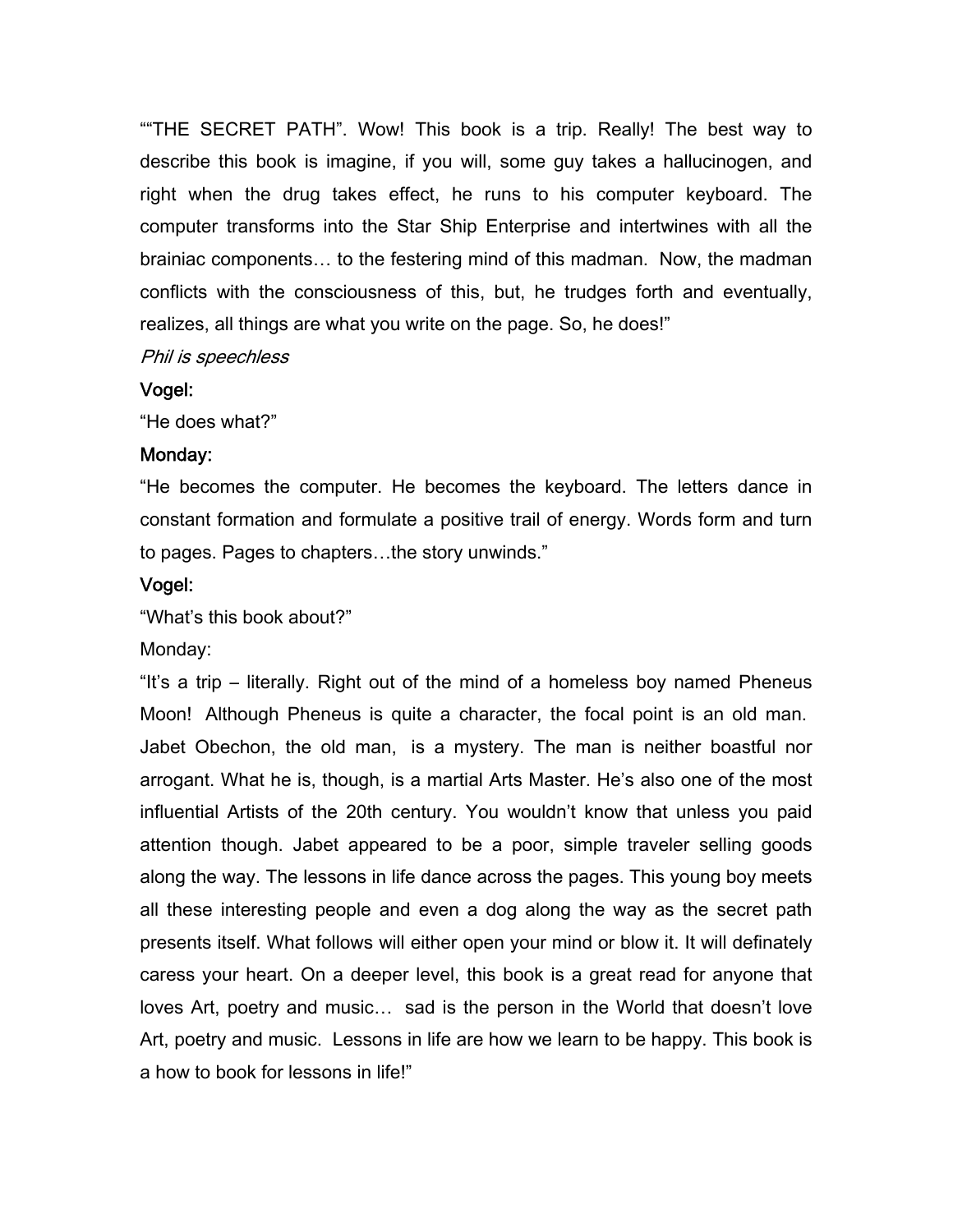““THE SECRET PATH”. Wow! This book is a trip. Really! The best way to describe this book is imagine, if you will, some guy takes a hallucinogen, and right when the drug takes effect, he runs to his computer keyboard. The computer transforms into the Star Ship Enterprise and intertwines with all the brainiac components… to the festering mind of this madman. Now, the madman conflicts with the consciousness of this, but, he trudges forth and eventually, realizes, all things are what you write on the page. So, he does!”

*Phil is speechless*

Vogel:

“He does what?”

Monday:

“He becomes the computer. He becomes the keyboard. The letters dance in constant formation and formulate a positive trail of energy. Words form and turn to pages. Pages to chapters…the story unwinds.”

Vogel:

“What’s this book about?”

Monday:

“It’s a trip – literally. Right out of the mind of a homeless boy named Pheneus Moon! Although Pheneus is quite a character, the focal point is an old man. Jabet Obechon, the old man, is a mystery. The man is neither boastful nor arrogant. What he is, though, is a martial Arts Master. He’s also one of the most influential Artists of the 20th century. You wouldn’t know that unless you paid attention though. Jabet appeared to be a poor, simple traveler selling goods along the way. The lessons in life dance across the pages. This young boy meets all these interesting people and even a dog along the way as the secret path presents itself. What follows will either open your mind or blow it. It will definately caress your heart. On a deeper level, this book is a great read for anyone that loves Art, poetry and music… sad is the person in the World that doesn’t love Art, poetry and music. Lessons in life are how we learn to be happy. This book is a how to book for lessons in life!”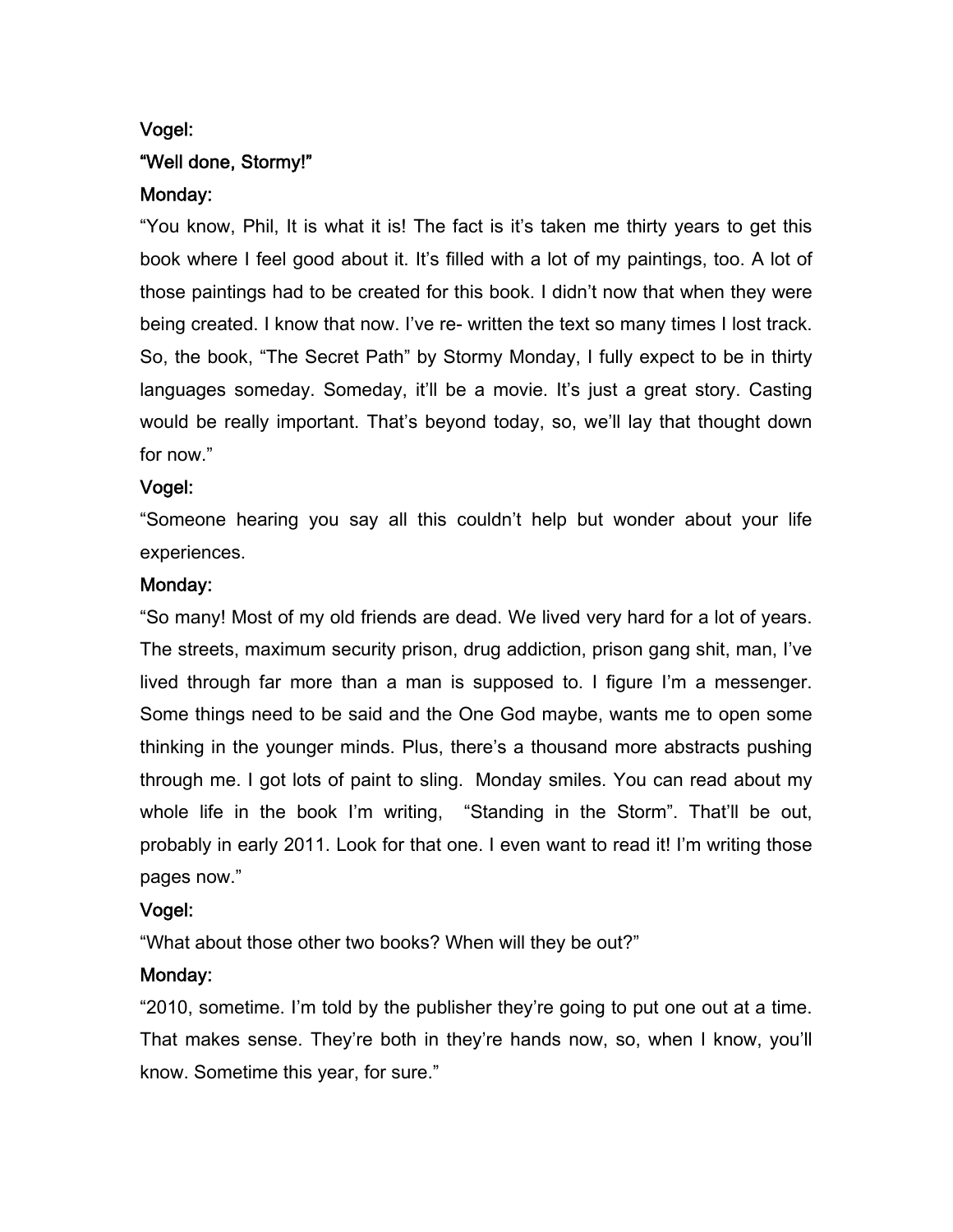Vogel:

"Well done, Stormy!"

Monday:

"You know, Phil, It is what it is! The fact is it's taken me thirty years to get this book where I feel good about it. It's filled with a lot of my paintings, too. A lot of those paintings had to be created for this book. I didn't now that when they were being created. I know that now. I've re- written the text so many times I lost track. So, the book, "The Secret Path" by Stormy Monday, I fully expect to be in thirty languages someday. Someday, it'll be a movie. It's just a great story. Casting would be really important. That's beyond today, so, we'll lay that thought down for now."

Vogel:

"Someone hearing you say all this couldn't help but wonder about your life experiences.

Monday:

"So many! Most of my old friends are dead. We lived very hard for a lot of years. The streets, maximum security prison, drug addiction, prison gang shit, man, I've lived through far more than a man is supposed to. I figure I'm a messenger. Some things need to be said and the One God maybe, wants me to open some thinking in the younger minds. Plus, there's a thousand more abstracts pushing through me. I got lots of paint to sling. Monday smiles. You can read about my whole life in the book I'm writing, "Standing in the Storm". That'll be out, probably in early 2011. Look for that one. I even want to read it! I'm writing those pages now."

Vogel:

"What about those other two books? When will they be out?"

Monday:

"2010, sometime. I'm told by the publisher they're going to put one out at a time. That makes sense. They're both in they're hands now, so, when I know, you'll know. Sometime this year, for sure."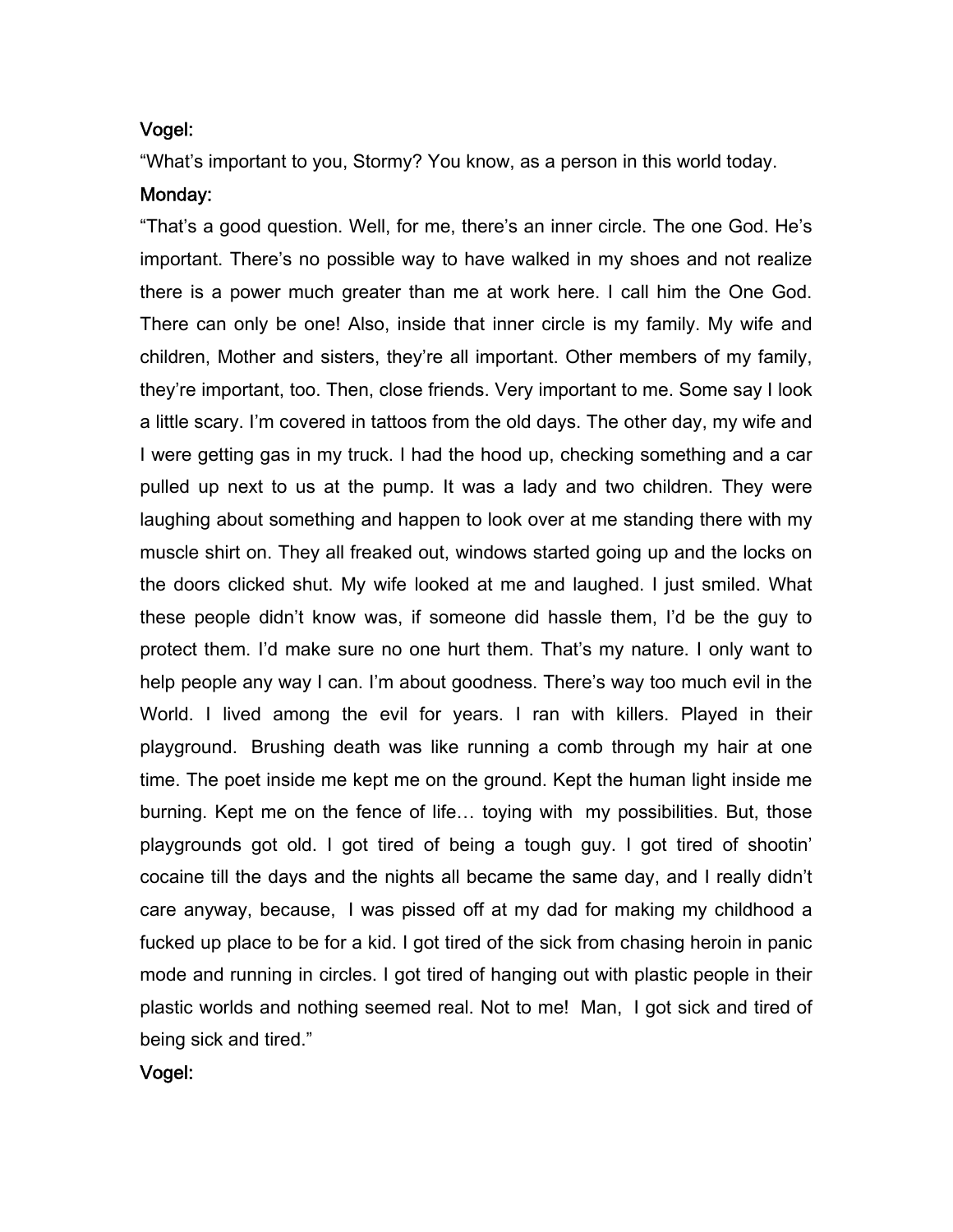Vogel:

"What's important to you, Stormy? You know, as a person in this world today.

Monday:

"That's a good question. Well, for me, there's an inner circle. The one God. He's important. There's no possible way to have walked in my shoes and not realize there is a power much greater than me at work here. I call him the One God. There can only be one! Also, inside that inner circle is my family. My wife and children, Mother and sisters, they're all important. Other members of my family, they're important, too. Then, close friends. Very important to me. Some say I look a little scary. I'm covered in tattoos from the old days. The other day, my wife and I were getting gas in my truck. I had the hood up, checking something and a car pulled up next to us at the pump. It was a lady and two children. They were laughing about something and happen to look over at me standing there with my muscle shirt on. They all freaked out, windows started going up and the locks on the doors clicked shut. My wife looked at me and laughed. I just smiled. What these people didn't know was, if someone did hassle them, I'd be the guy to protect them. I'd make sure no one hurt them. That's my nature. I only want to help people any way I can. I'm about goodness. There's way too much evil in the World. I lived among the evil for years. I ran with killers. Played in their playground. Brushing death was like running a comb through my hair at one time. The poet inside me kept me on the ground. Kept the human light inside me burning. Kept me on the fence of life… toying with my possibilities. But, those playgrounds got old. I got tired of being a tough guy. I got tired of shootin' cocaine till the days and the nights all became the same day, and I really didn't care anyway, because, I was pissed off at my dad for making my childhood a fucked up place to be for a kid. I got tired of the sick from chasing heroin in panic mode and running in circles. I got tired of hanging out with plastic people in their plastic worlds and nothing seemed real. Not to me! Man, I got sick and tired of being sick and tired."

Vogel: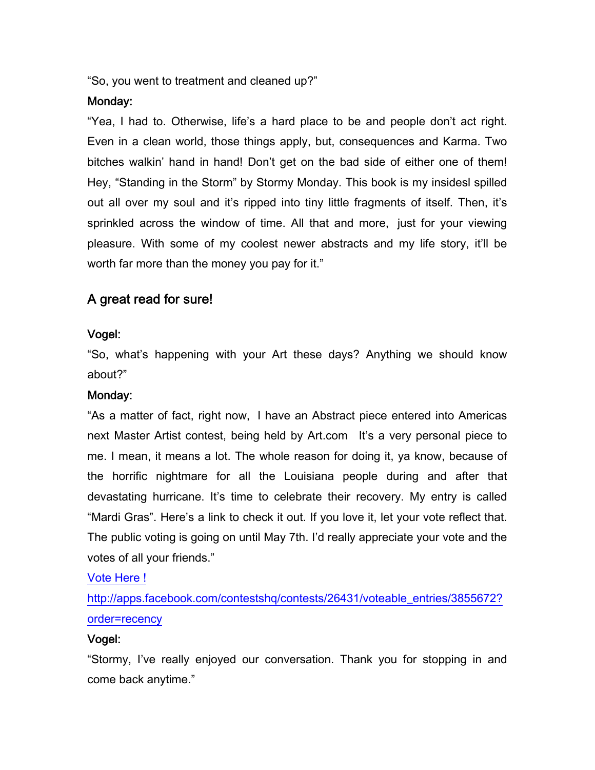"So, you went to treatment and cleaned up?"

**Monday:**

"Yea, I had to. Otherwise, life's a hard place to be and people don't act right. Even in a clean world, those things apply, but, consequences and Karma. Two bitches walkin' hand in hand! Don't get on the bad side of either one of them! Hey, "Standing in the Storm" by Stormy Monday. This book is my insidesl spilled out all over my soul and it's ripped into tiny little fragments of itself. Then, it's sprinkled across the window of time. All that and more, just for your viewing pleasure. With some of my coolest newer abstracts and my life story, it'll be worth far more than the money you pay for it."

## A great read for sure!

**Vogel:**

"So, what's happening with your Art these days? Anything we should know about?"

**Monday:**

"As a matter of fact, right now, I have an Abstract piece entered into Americas next Master Artist contest, being held by Art.com It's a very personal piece to me. I mean, it means a lot. The whole reason for doing it, ya know, because of the horrific nightmare for all the Louisiana people during and after that devastating hurricane. It's time to celebrate their recovery. My entry is called "Mardi Gras". Here's a link to check it out. If you love it, let your vote reflect that. The public voting is going on until May 7th. I'd really appreciate your vote and the votes of all your friends."

[Vote Here !](http://apps.facebook.com/contestshq/contests/26431/voteable_entries/3855672?order=recency)

[http://apps.facebook.com/contestshq/contests/26431/voteable_entries/3855672?order=recency](http://apps.facebook.com/contestshq/contests/26431/voteable_entries/3855672?order=recency)

**Vogel:**

"Stormy, I've really enjoyed our conversation. Thank you for stopping in and come back anytime."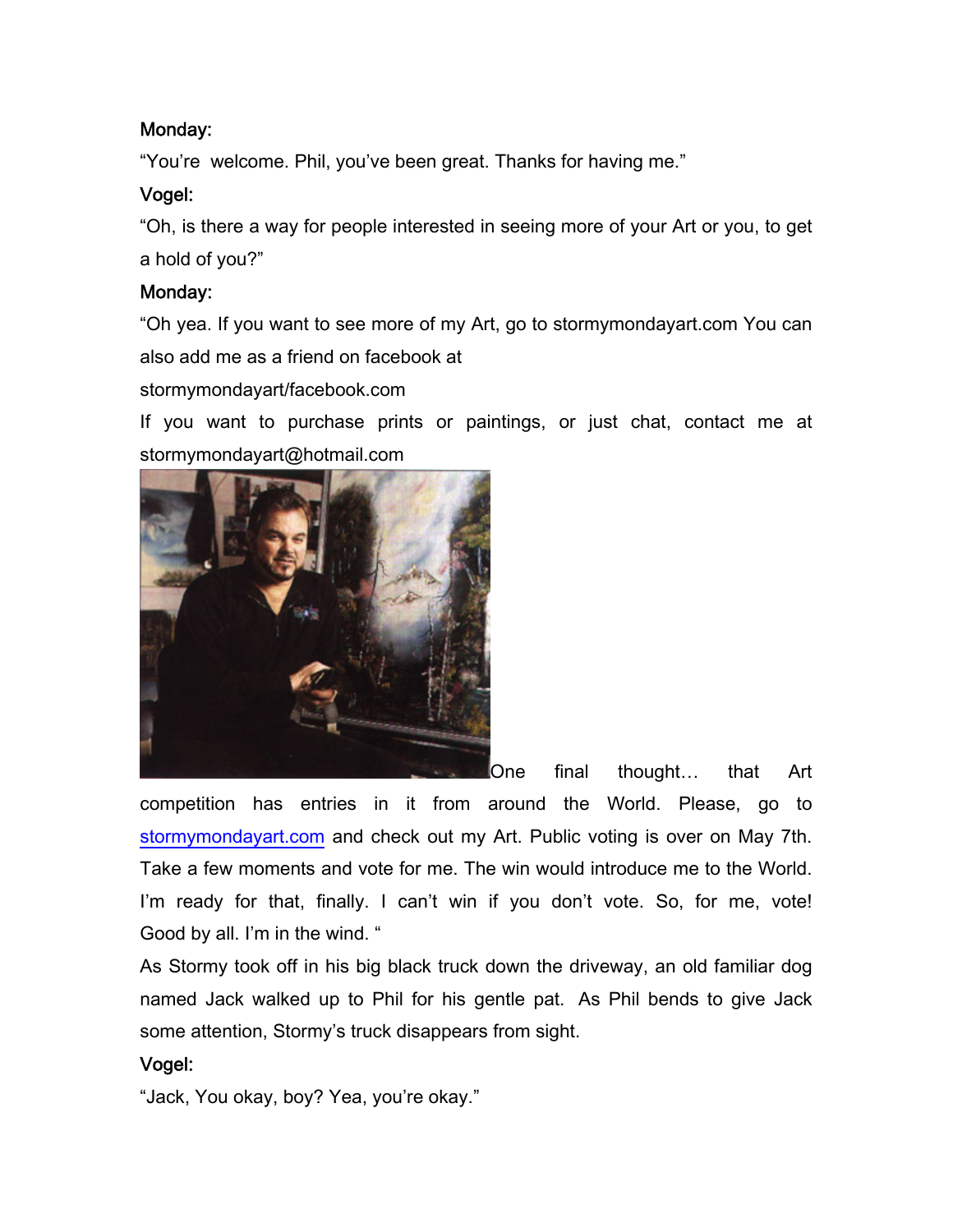**Monday:**

"You're welcome. Phil, you've been great. Thanks for having me."

**Vogel:**

"Oh, is there a way for people interested in seeing more of your Art or you, to get a hold of you?"

**Monday:**

"Oh yea. If you want to see more of my Art, go to stormymondayart.com You can also add me as a friend on facebook at

stormymondayart/facebook.com

If you want to purchase prints or paintings, or just chat, contact me at stormymondayart@hotmail.com

One final thought… that Art competition has entries in it from around the World. Please, go to stormymondayart.com and check out my Art. Public voting is over on May 7th. Take a few moments and vote for me. The win would introduce me to the World. I'm ready for that, finally. I can't win if you don't vote. So, for me, vote! Good by all. I'm in the wind. "

As Stormy took off in his big black truck down the driveway, an old familiar dog named Jack walked up to Phil for his gentle pat. As Phil bends to give Jack some attention, Stormy's truck disappears from sight.

**Vogel:**

"Jack, You okay, boy? Yea, you're okay."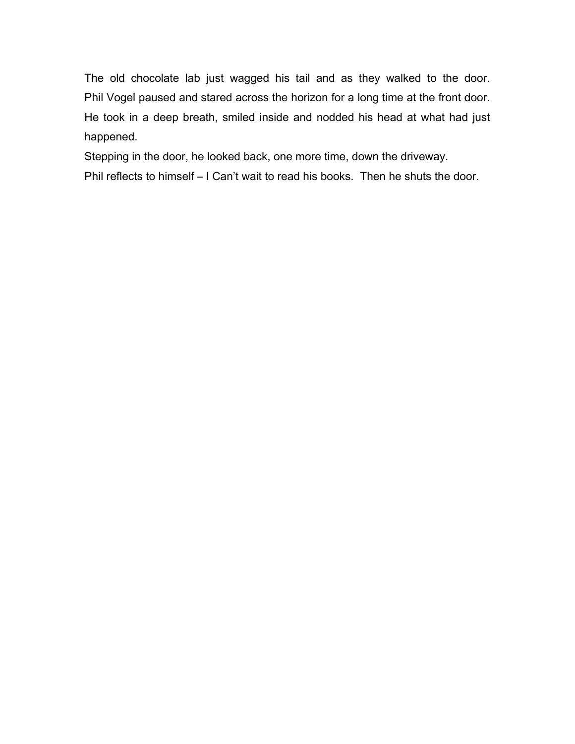The old chocolate lab just wagged his tail and as they walked to the door. Phil Vogel paused and stared across the horizon for a long time at the front door. He took in a deep breath, smiled inside and nodded his head at what had just happened.

Stepping in the door, he looked back, one more time, down the driveway.

Phil reflects to himself – I Can't wait to read his books.  Then he shuts the door.